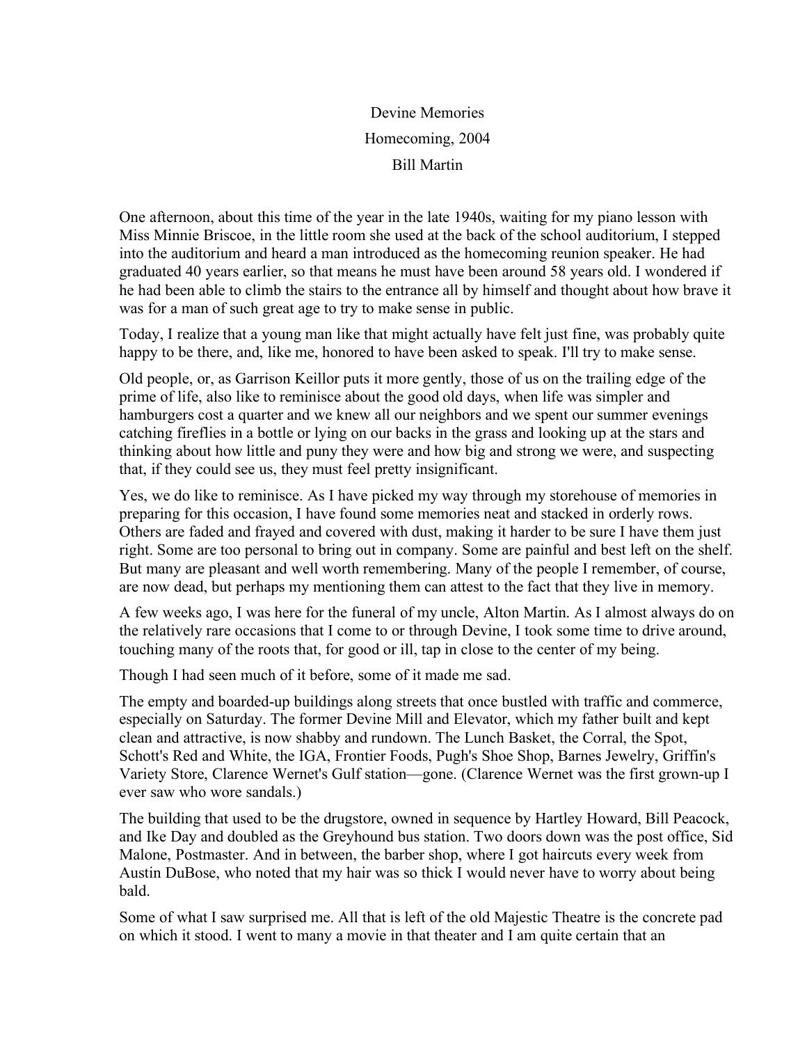# Devine Memories

## Homecoming, 2004

## Bill Martin

One afternoon, about this time of the year in the late 1940s, waiting for my piano lesson with Miss Minnie Briscoe, in the little room she used at the back of the school auditorium, I stepped into the auditorium and heard a man introduced as the homecoming reunion speaker. He had graduated 40 years earlier, so that means he must have been around 58 years old. I wondered if he had been able to climb the stairs to the entrance all by himself and thought about how brave it was for a man of such great age to try to make sense in public.

Today, I realize that a young man like that might actually have felt just fine, was probably quite happy to be there, and, like me, honored to have been asked to speak. I'll try to make sense.

Old people, or, as Garrison Keillor puts it more gently, those of us on the trailing edge of the prime of life, also like to reminisce about the good old days, when life was simpler and hamburgers cost a quarter and we knew all our neighbors and we spent our summer evenings catching fireflies in a bottle or lying on our backs in the grass and looking up at the stars and thinking about how little and puny they were and how big and strong we were, and suspecting that, if they could see us, they must feel pretty insignificant.

Yes, we do like to reminisce. As I have picked my way through my storehouse of memories in preparing for this occasion, I have found some memories neat and stacked in orderly rows. Others are faded and frayed and covered with dust, making it harder to be sure I have them just right. Some are too personal to bring out in company. Some are painful and best left on the shelf. But many are pleasant and well worth remembering. Many of the people I remember, of course, are now dead, but perhaps my mentioning them can attest to the fact that they live in memory.

A few weeks ago, I was here for the funeral of my uncle, Alton Martin. As I almost always do on the relatively rare occasions that I come to or through Devine, I took some time to drive around, touching many of the roots that, for good or ill, tap in close to the center of my being.

Though I had seen much of it before, some of it made me sad.

The empty and boarded-up buildings along streets that once bustled with traffic and commerce, especially on Saturday. The former Devine Mill and Elevator, which my father built and kept clean and attractive, is now shabby and rundown. The Lunch Basket, the Corral, the Spot, Schott's Red and White, the IGA, Frontier Foods, Pugh's Shoe Shop, Barnes Jewelry, Griffin's Variety Store, Clarence Wernet's Gulf station—gone. (Clarence Wernet was the first grown-up I ever saw who wore sandals.)

The building that used to be the drugstore, owned in sequence by Hartley Howard, Bill Peacock, and Ike Day and doubled as the Greyhound bus station. Two doors down was the post office, Sid Malone, Postmaster. And in between, the barber shop, where I got haircuts every week from Austin DuBose, who noted that my hair was so thick I would never have to worry about being bald.

Some of what I saw surprised me. All that is left of the old Majestic Theatre is the concrete pad on which it stood. I went to many a movie in that theater and I am quite certain that an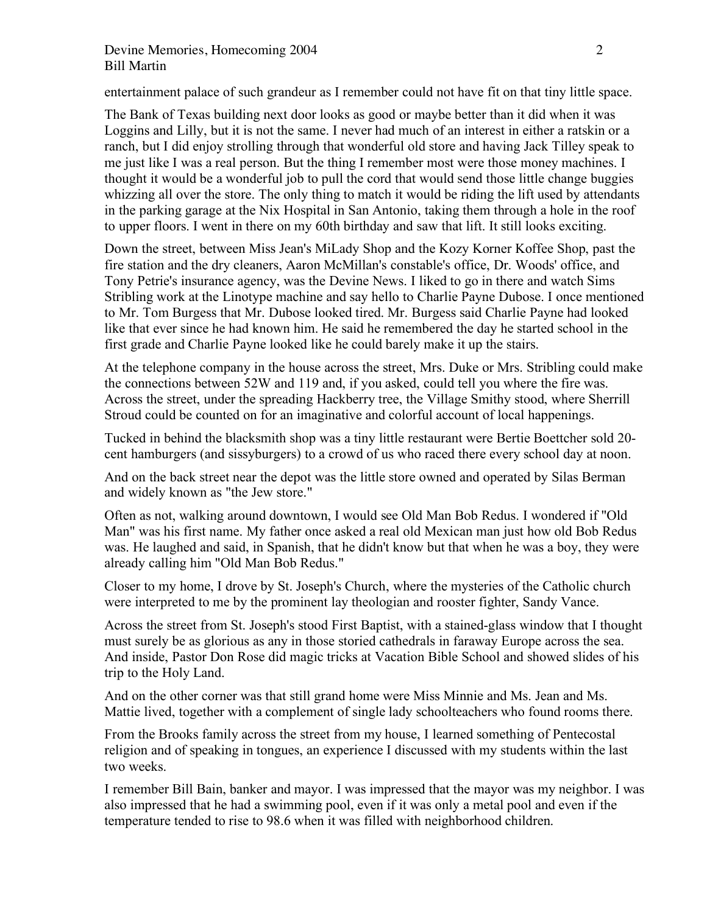entertainment palace of such grandeur as I remember could not have fit on that tiny little space.

The Bank of Texas building next door looks as good or maybe better than it did when it was Loggins and Lilly, but it is not the same. I never had much of an interest in either a ratskin or a ranch, but I did enjoy strolling through that wonderful old store and having Jack Tilley speak to me just like I was a real person. But the thing I remember most were those money machines. I thought it would be a wonderful job to pull the cord that would send those little change buggies whizzing all over the store. The only thing to match it would be riding the lift used by attendants in the parking garage at the Nix Hospital in San Antonio, taking them through a hole in the roof to upper floors. I went in there on my 60th birthday and saw that lift. It still looks exciting.

Down the street, between Miss Jean's MiLady Shop and the Kozy Korner Koffee Shop, past the fire station and the dry cleaners, Aaron McMillan's constable's office, Dr. Woods' office, and Tony Petrie's insurance agency, was the Devine News. I liked to go in there and watch Sims Stribling work at the Linotype machine and say hello to Charlie Payne Dubose. I once mentioned to Mr. Tom Burgess that Mr. Dubose looked tired. Mr. Burgess said Charlie Payne had looked like that ever since he had known him. He said he remembered the day he started school in the first grade and Charlie Payne looked like he could barely make it up the stairs.

At the telephone company in the house across the street, Mrs. Duke or Mrs. Stribling could make the connections between 52W and 119 and, if you asked, could tell you where the fire was. Across the street, under the spreading Hackberry tree, the Village Smithy stood, where Sherrill Stroud could be counted on for an imaginative and colorful account of local happenings.

Tucked in behind the blacksmith shop was a tiny little restaurant were Bertie Boettcher sold 20-cent hamburgers (and sissyburgers) to a crowd of us who raced there every school day at noon.

And on the back street near the depot was the little store owned and operated by Silas Berman and widely known as "the Jew store."

Often as not, walking around downtown, I would see Old Man Bob Redus. I wondered if "Old Man" was his first name. My father once asked a real old Mexican man just how old Bob Redus was. He laughed and said, in Spanish, that he didn't know but that when he was a boy, they were already calling him "Old Man Bob Redus."

Closer to my home, I drove by St. Joseph's Church, where the mysteries of the Catholic church were interpreted to me by the prominent lay theologian and rooster fighter, Sandy Vance.

Across the street from St. Joseph's stood First Baptist, with a stained-glass window that I thought must surely be as glorious as any in those storied cathedrals in faraway Europe across the sea. And inside, Pastor Don Rose did magic tricks at Vacation Bible School and showed slides of his trip to the Holy Land.

And on the other corner was that still grand home were Miss Minnie and Ms. Jean and Ms. Mattie lived, together with a complement of single lady schoolteachers who found rooms there.

From the Brooks family across the street from my house, I learned something of Pentecostal religion and of speaking in tongues, an experience I discussed with my students within the last two weeks.

I remember Bill Bain, banker and mayor. I was impressed that the mayor was my neighbor. I was also impressed that he had a swimming pool, even if it was only a metal pool and even if the temperature tended to rise to 98.6 when it was filled with neighborhood children.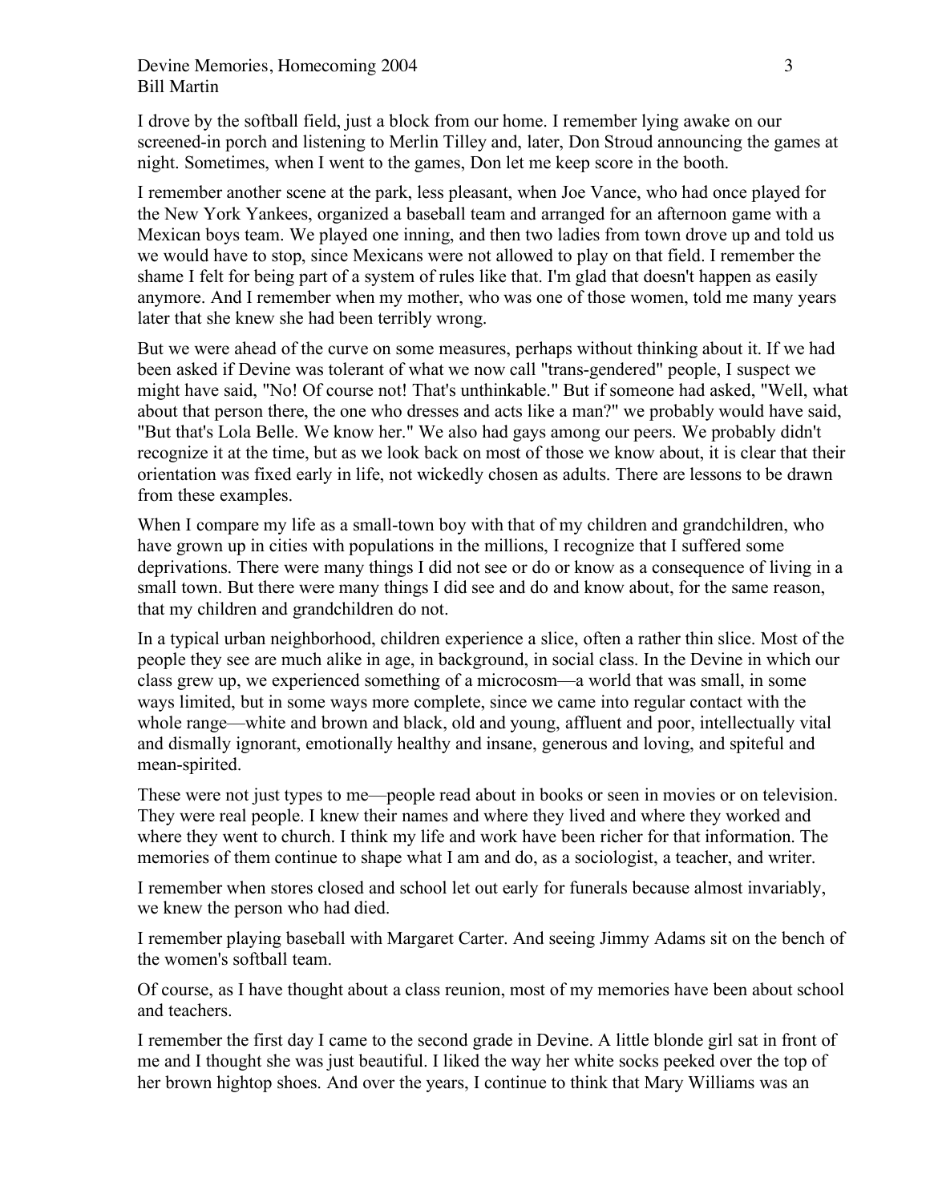I drove by the softball field, just a block from our home. I remember lying awake on our screened-in porch and listening to Merlin Tilley and, later, Don Stroud announcing the games at night. Sometimes, when I went to the games, Don let me keep score in the booth.

I remember another scene at the park, less pleasant, when Joe Vance, who had once played for the New York Yankees, organized a baseball team and arranged for an afternoon game with a Mexican boys team. We played one inning, and then two ladies from town drove up and told us we would have to stop, since Mexicans were not allowed to play on that field. I remember the shame I felt for being part of a system of rules like that. I'm glad that doesn't happen as easily anymore. And I remember when my mother, who was one of those women, told me many years later that she knew she had been terribly wrong.

But we were ahead of the curve on some measures, perhaps without thinking about it. If we had been asked if Devine was tolerant of what we now call "trans-gendered" people, I suspect we might have said, "No! Of course not! That's unthinkable." But if someone had asked, "Well, what about that person there, the one who dresses and acts like a man?" we probably would have said, "But that's Lola Belle. We know her." We also had gays among our peers. We probably didn't recognize it at the time, but as we look back on most of those we know about, it is clear that their orientation was fixed early in life, not wickedly chosen as adults. There are lessons to be drawn from these examples.

When I compare my life as a small-town boy with that of my children and grandchildren, who have grown up in cities with populations in the millions, I recognize that I suffered some deprivations. There were many things I did not see or do or know as a consequence of living in a small town. But there were many things I did see and do and know about, for the same reason, that my children and grandchildren do not.

In a typical urban neighborhood, children experience a slice, often a rather thin slice. Most of the people they see are much alike in age, in background, in social class. In the Devine in which our class grew up, we experienced something of a microcosm—a world that was small, in some ways limited, but in some ways more complete, since we came into regular contact with the whole range—white and brown and black, old and young, affluent and poor, intellectually vital and dismally ignorant, emotionally healthy and insane, generous and loving, and spiteful and mean-spirited.

These were not just types to me—people read about in books or seen in movies or on television. They were real people. I knew their names and where they lived and where they worked and where they went to church. I think my life and work have been richer for that information. The memories of them continue to shape what I am and do, as a sociologist, a teacher, and writer.

I remember when stores closed and school let out early for funerals because almost invariably, we knew the person who had died.

I remember playing baseball with Margaret Carter. And seeing Jimmy Adams sit on the bench of the women's softball team.

Of course, as I have thought about a class reunion, most of my memories have been about school and teachers.

I remember the first day I came to the second grade in Devine. A little blonde girl sat in front of me and I thought she was just beautiful. I liked the way her white socks peeked over the top of her brown hightop shoes. And over the years, I continue to think that Mary Williams was an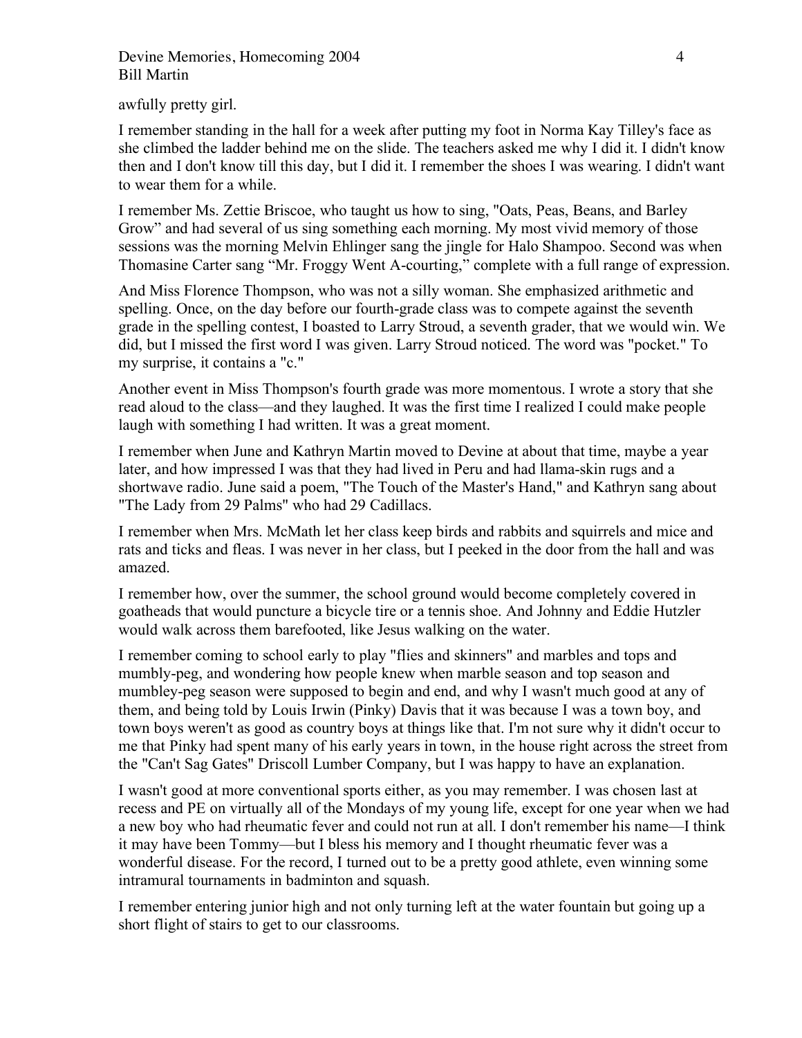awfully pretty girl.

I remember standing in the hall for a week after putting my foot in Norma Kay Tilley's face as she climbed the ladder behind me on the slide. The teachers asked me why I did it. I didn't know then and I don't know till this day, but I did it. I remember the shoes I was wearing. I didn't want to wear them for a while.

I remember Ms. Zettie Briscoe, who taught us how to sing, "Oats, Peas, Beans, and Barley Grow" and had several of us sing something each morning. My most vivid memory of those sessions was the morning Melvin Ehlinger sang the jingle for Halo Shampoo. Second was when Thomasine Carter sang "Mr. Froggy Went A-courting," complete with a full range of expression.

And Miss Florence Thompson, who was not a silly woman. She emphasized arithmetic and spelling. Once, on the day before our fourth-grade class was to compete against the seventh grade in the spelling contest, I boasted to Larry Stroud, a seventh grader, that we would win. We did, but I missed the first word I was given. Larry Stroud noticed. The word was "pocket." To my surprise, it contains a "c."

Another event in Miss Thompson's fourth grade was more momentous. I wrote a story that she read aloud to the class—and they laughed. It was the first time I realized I could make people laugh with something I had written. It was a great moment.

I remember when June and Kathryn Martin moved to Devine at about that time, maybe a year later, and how impressed I was that they had lived in Peru and had llama-skin rugs and a shortwave radio. June said a poem, "The Touch of the Master's Hand," and Kathryn sang about "The Lady from 29 Palms" who had 29 Cadillacs.

I remember when Mrs. McMath let her class keep birds and rabbits and squirrels and mice and rats and ticks and fleas. I was never in her class, but I peeked in the door from the hall and was amazed.

I remember how, over the summer, the school ground would become completely covered in goatheads that would puncture a bicycle tire or a tennis shoe. And Johnny and Eddie Hutzler would walk across them barefooted, like Jesus walking on the water.

I remember coming to school early to play "flies and skinners" and marbles and tops and mumbly-peg, and wondering how people knew when marble season and top season and mumbley-peg season were supposed to begin and end, and why I wasn't much good at any of them, and being told by Louis Irwin (Pinky) Davis that it was because I was a town boy, and town boys weren't as good as country boys at things like that. I'm not sure why it didn't occur to me that Pinky had spent many of his early years in town, in the house right across the street from the "Can't Sag Gates" Driscoll Lumber Company, but I was happy to have an explanation.

I wasn't good at more conventional sports either, as you may remember. I was chosen last at recess and PE on virtually all of the Mondays of my young life, except for one year when we had a new boy who had rheumatic fever and could not run at all. I don't remember his name—I think it may have been Tommy—but I bless his memory and I thought rheumatic fever was a wonderful disease. For the record, I turned out to be a pretty good athlete, even winning some intramural tournaments in badminton and squash.

I remember entering junior high and not only turning left at the water fountain but going up a short flight of stairs to get to our classrooms.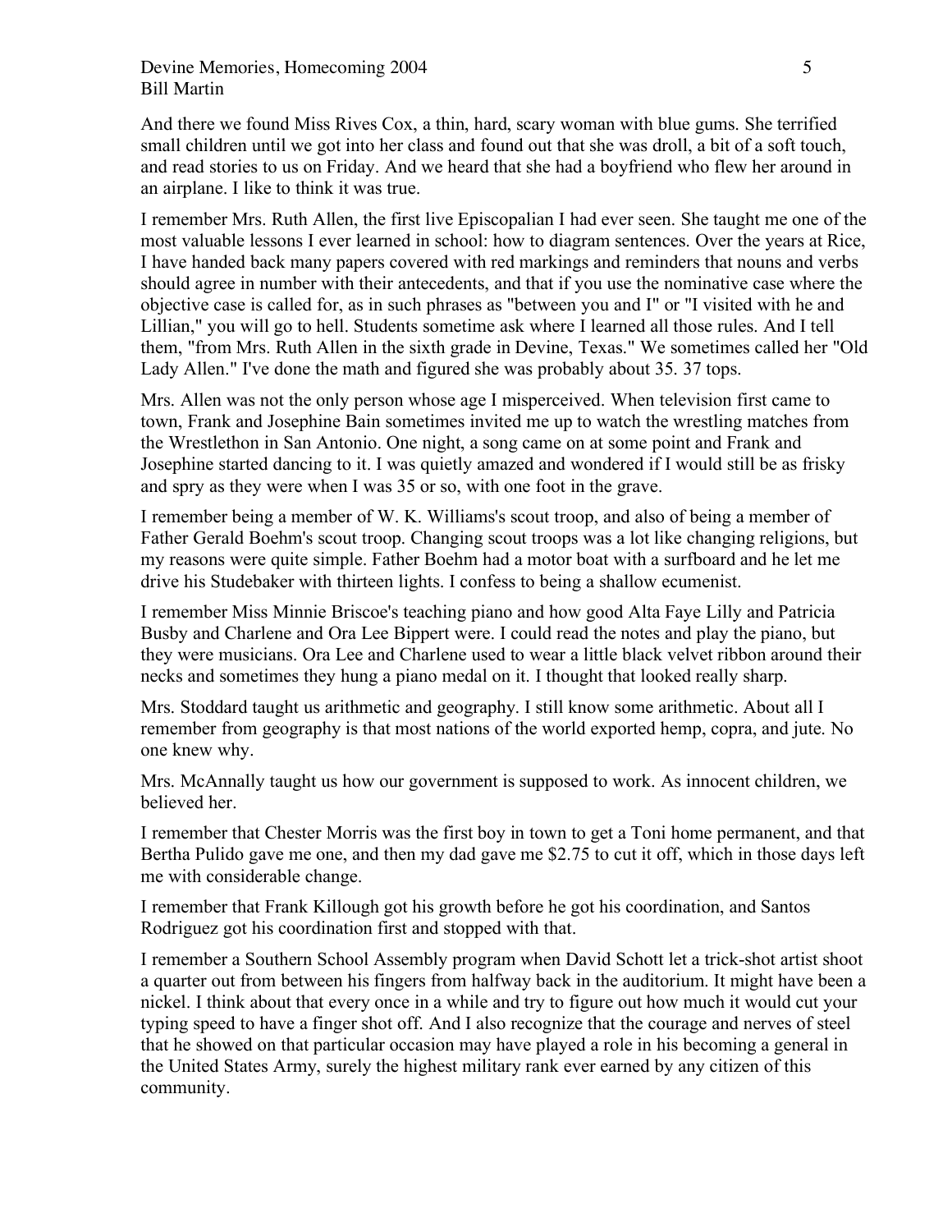And there we found Miss Rives Cox, a thin, hard, scary woman with blue gums. She terrified small children until we got into her class and found out that she was droll, a bit of a soft touch, and read stories to us on Friday. And we heard that she had a boyfriend who flew her around in an airplane. I like to think it was true.

I remember Mrs. Ruth Allen, the first live Episcopalian I had ever seen. She taught me one of the most valuable lessons I ever learned in school: how to diagram sentences. Over the years at Rice, I have handed back many papers covered with red markings and reminders that nouns and verbs should agree in number with their antecedents, and that if you use the nominative case where the objective case is called for, as in such phrases as "between you and I" or "I visited with he and Lillian," you will go to hell. Students sometime ask where I learned all those rules. And I tell them, "from Mrs. Ruth Allen in the sixth grade in Devine, Texas." We sometimes called her "Old Lady Allen." I've done the math and figured she was probably about 35. 37 tops.

Mrs. Allen was not the only person whose age I misperceived. When television first came to town, Frank and Josephine Bain sometimes invited me up to watch the wrestling matches from the Wrestlethon in San Antonio. One night, a song came on at some point and Frank and Josephine started dancing to it. I was quietly amazed and wondered if I would still be as frisky and spry as they were when I was 35 or so, with one foot in the grave.

I remember being a member of W. K. Williams's scout troop, and also of being a member of Father Gerald Boehm's scout troop. Changing scout troops was a lot like changing religions, but my reasons were quite simple. Father Boehm had a motor boat with a surfboard and he let me drive his Studebaker with thirteen lights. I confess to being a shallow ecumenist.

I remember Miss Minnie Briscoe's teaching piano and how good Alta Faye Lilly and Patricia Busby and Charlene and Ora Lee Bippert were. I could read the notes and play the piano, but they were musicians. Ora Lee and Charlene used to wear a little black velvet ribbon around their necks and sometimes they hung a piano medal on it. I thought that looked really sharp.

Mrs. Stoddard taught us arithmetic and geography. I still know some arithmetic. About all I remember from geography is that most nations of the world exported hemp, copra, and jute. No one knew why.

Mrs. McAnnally taught us how our government is supposed to work. As innocent children, we believed her.

I remember that Chester Morris was the first boy in town to get a Toni home permanent, and that Bertha Pulido gave me one, and then my dad gave me $2.75 to cut it off, which in those days left me with considerable change.

I remember that Frank Killough got his growth before he got his coordination, and Santos Rodriguez got his coordination first and stopped with that.

I remember a Southern School Assembly program when David Schott let a trick-shot artist shoot a quarter out from between his fingers from halfway back in the auditorium. It might have been a nickel. I think about that every once in a while and try to figure out how much it would cut your typing speed to have a finger shot off. And I also recognize that the courage and nerves of steel that he showed on that particular occasion may have played a role in his becoming a general in the United States Army, surely the highest military rank ever earned by any citizen of this community.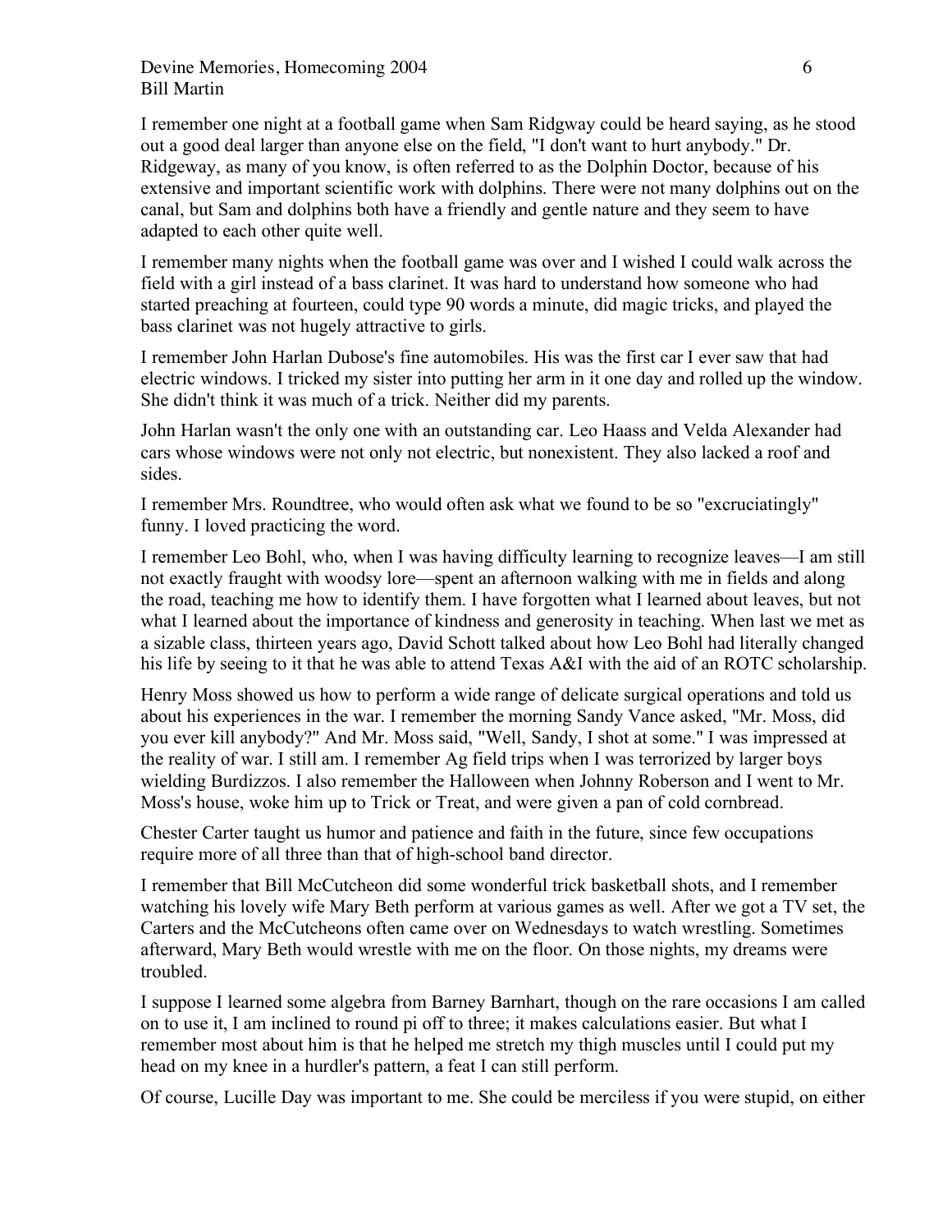I remember one night at a football game when Sam Ridgway could be heard saying, as he stood out a good deal larger than anyone else on the field, "I don't want to hurt anybody." Dr. Ridgeway, as many of you know, is often referred to as the Dolphin Doctor, because of his extensive and important scientific work with dolphins. There were not many dolphins out on the canal, but Sam and dolphins both have a friendly and gentle nature and they seem to have adapted to each other quite well.

I remember many nights when the football game was over and I wished I could walk across the field with a girl instead of a bass clarinet. It was hard to understand how someone who had started preaching at fourteen, could type 90 words a minute, did magic tricks, and played the bass clarinet was not hugely attractive to girls.

I remember John Harlan Dubose's fine automobiles. His was the first car I ever saw that had electric windows. I tricked my sister into putting her arm in it one day and rolled up the window. She didn't think it was much of a trick. Neither did my parents.

John Harlan wasn't the only one with an outstanding car. Leo Haass and Velda Alexander had cars whose windows were not only not electric, but nonexistent. They also lacked a roof and sides.

I remember Mrs. Roundtree, who would often ask what we found to be so "excruciatingly" funny. I loved practicing the word.

I remember Leo Bohl, who, when I was having difficulty learning to recognize leaves—I am still not exactly fraught with woodsy lore—spent an afternoon walking with me in fields and along the road, teaching me how to identify them. I have forgotten what I learned about leaves, but not what I learned about the importance of kindness and generosity in teaching. When last we met as a sizable class, thirteen years ago, David Schott talked about how Leo Bohl had literally changed his life by seeing to it that he was able to attend Texas A&I with the aid of an ROTC scholarship.

Henry Moss showed us how to perform a wide range of delicate surgical operations and told us about his experiences in the war. I remember the morning Sandy Vance asked, "Mr. Moss, did you ever kill anybody?" And Mr. Moss said, "Well, Sandy, I shot at some." I was impressed at the reality of war. I still am. I remember Ag field trips when I was terrorized by larger boys wielding Burdizzos. I also remember the Halloween when Johnny Roberson and I went to Mr. Moss's house, woke him up to Trick or Treat, and were given a pan of cold cornbread.

Chester Carter taught us humor and patience and faith in the future, since few occupations require more of all three than that of high-school band director.

I remember that Bill McCutcheon did some wonderful trick basketball shots, and I remember watching his lovely wife Mary Beth perform at various games as well. After we got a TV set, the Carters and the McCutcheons often came over on Wednesdays to watch wrestling. Sometimes afterward, Mary Beth would wrestle with me on the floor. On those nights, my dreams were troubled.

I suppose I learned some algebra from Barney Barnhart, though on the rare occasions I am called on to use it, I am inclined to round pi off to three; it makes calculations easier. But what I remember most about him is that he helped me stretch my thigh muscles until I could put my head on my knee in a hurdler's pattern, a feat I can still perform.

Of course, Lucille Day was important to me. She could be merciless if you were stupid, on either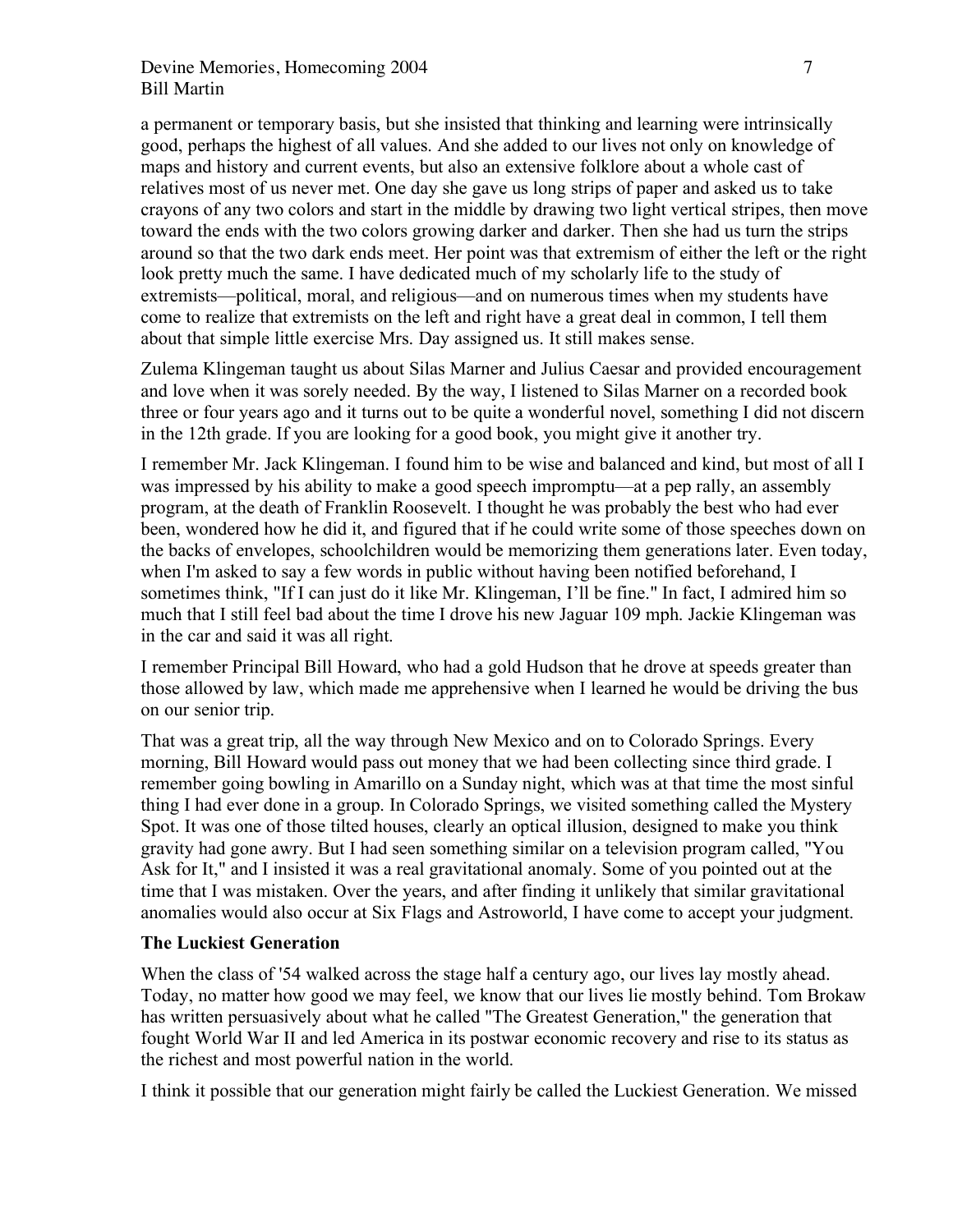a permanent or temporary basis, but she insisted that thinking and learning were intrinsically good, perhaps the highest of all values. And she added to our lives not only on knowledge of maps and history and current events, but also an extensive folklore about a whole cast of relatives most of us never met. One day she gave us long strips of paper and asked us to take crayons of any two colors and start in the middle by drawing two light vertical stripes, then move toward the ends with the two colors growing darker and darker. Then she had us turn the strips around so that the two dark ends meet. Her point was that extremism of either the left or the right look pretty much the same. I have dedicated much of my scholarly life to the study of extremists—political, moral, and religious—and on numerous times when my students have come to realize that extremists on the left and right have a great deal in common, I tell them about that simple little exercise Mrs. Day assigned us. It still makes sense.

Zulema Klingeman taught us about Silas Marner and Julius Caesar and provided encouragement and love when it was sorely needed. By the way, I listened to Silas Marner on a recorded book three or four years ago and it turns out to be quite a wonderful novel, something I did not discern in the 12th grade. If you are looking for a good book, you might give it another try.

I remember Mr. Jack Klingeman. I found him to be wise and balanced and kind, but most of all I was impressed by his ability to make a good speech impromptu—at a pep rally, an assembly program, at the death of Franklin Roosevelt. I thought he was probably the best who had ever been, wondered how he did it, and figured that if he could write some of those speeches down on the backs of envelopes, schoolchildren would be memorizing them generations later. Even today, when I'm asked to say a few words in public without having been notified beforehand, I sometimes think, "If I can just do it like Mr. Klingeman, I'll be fine." In fact, I admired him so much that I still feel bad about the time I drove his new Jaguar 109 mph. Jackie Klingeman was in the car and said it was all right.

I remember Principal Bill Howard, who had a gold Hudson that he drove at speeds greater than those allowed by law, which made me apprehensive when I learned he would be driving the bus on our senior trip.

That was a great trip, all the way through New Mexico and on to Colorado Springs. Every morning, Bill Howard would pass out money that we had been collecting since third grade. I remember going bowling in Amarillo on a Sunday night, which was at that time the most sinful thing I had ever done in a group. In Colorado Springs, we visited something called the Mystery Spot. It was one of those tilted houses, clearly an optical illusion, designed to make you think gravity had gone awry. But I had seen something similar on a television program called, "You Ask for It," and I insisted it was a real gravitational anomaly. Some of you pointed out at the time that I was mistaken. Over the years, and after finding it unlikely that similar gravitational anomalies would also occur at Six Flags and Astroworld, I have come to accept your judgment.

**The Luckiest Generation**

When the class of '54 walked across the stage half a century ago, our lives lay mostly ahead. Today, no matter how good we may feel, we know that our lives lie mostly behind. Tom Brokaw has written persuasively about what he called "The Greatest Generation," the generation that fought World War II and led America in its postwar economic recovery and rise to its status as the richest and most powerful nation in the world.

I think it possible that our generation might fairly be called the Luckiest Generation. We missed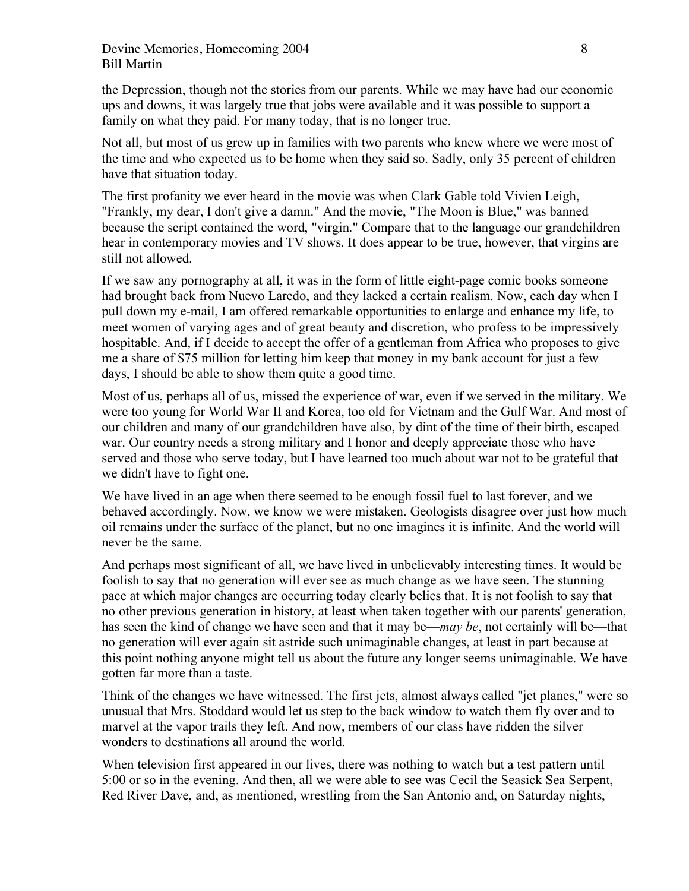the Depression, though not the stories from our parents. While we may have had our economic ups and downs, it was largely true that jobs were available and it was possible to support a family on what they paid. For many today, that is no longer true.

Not all, but most of us grew up in families with two parents who knew where we were most of the time and who expected us to be home when they said so. Sadly, only 35 percent of children have that situation today.

The first profanity we ever heard in the movie was when Clark Gable told Vivien Leigh, "Frankly, my dear, I don't give a damn." And the movie, "The Moon is Blue," was banned because the script contained the word, "virgin." Compare that to the language our grandchildren hear in contemporary movies and TV shows. It does appear to be true, however, that virgins are still not allowed.

If we saw any pornography at all, it was in the form of little eight-page comic books someone had brought back from Nuevo Laredo, and they lacked a certain realism. Now, each day when I pull down my e-mail, I am offered remarkable opportunities to enlarge and enhance my life, to meet women of varying ages and of great beauty and discretion, who profess to be impressively hospitable. And, if I decide to accept the offer of a gentleman from Africa who proposes to give me a share of $75 million for letting him keep that money in my bank account for just a few days, I should be able to show them quite a good time.

Most of us, perhaps all of us, missed the experience of war, even if we served in the military. We were too young for World War II and Korea, too old for Vietnam and the Gulf War. And most of our children and many of our grandchildren have also, by dint of the time of their birth, escaped war. Our country needs a strong military and I honor and deeply appreciate those who have served and those who serve today, but I have learned too much about war not to be grateful that we didn't have to fight one.

We have lived in an age when there seemed to be enough fossil fuel to last forever, and we behaved accordingly. Now, we know we were mistaken. Geologists disagree over just how much oil remains under the surface of the planet, but no one imagines it is infinite. And the world will never be the same.

And perhaps most significant of all, we have lived in unbelievably interesting times. It would be foolish to say that no generation will ever see as much change as we have seen. The stunning pace at which major changes are occurring today clearly belies that. It is not foolish to say that no other previous generation in history, at least when taken together with our parents' generation, has seen the kind of change we have seen and that it may be—*may be*, not certainly will be—that no generation will ever again sit astride such unimaginable changes, at least in part because at this point nothing anyone might tell us about the future any longer seems unimaginable. We have gotten far more than a taste.

Think of the changes we have witnessed. The first jets, almost always called "jet planes," were so unusual that Mrs. Stoddard would let us step to the back window to watch them fly over and to marvel at the vapor trails they left. And now, members of our class have ridden the silver wonders to destinations all around the world.

When television first appeared in our lives, there was nothing to watch but a test pattern until 5:00 or so in the evening. And then, all we were able to see was Cecil the Seasick Sea Serpent, Red River Dave, and, as mentioned, wrestling from the San Antonio and, on Saturday nights,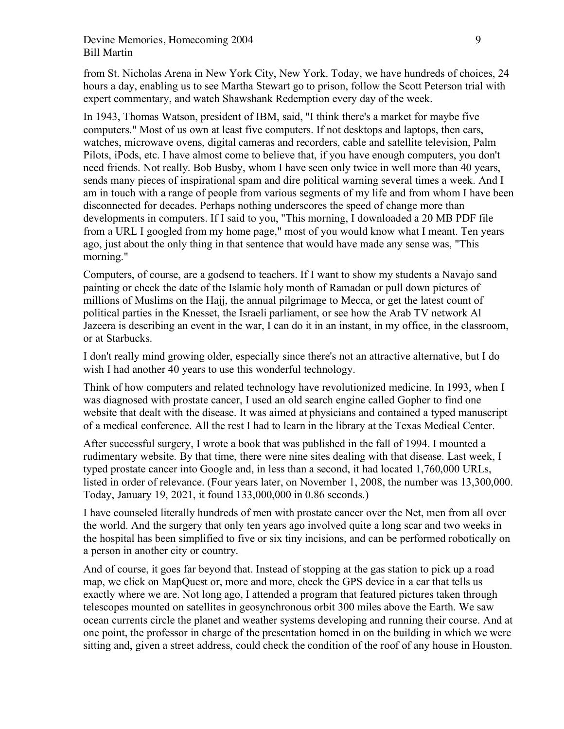from St. Nicholas Arena in New York City, New York. Today, we have hundreds of choices, 24 hours a day, enabling us to see Martha Stewart go to prison, follow the Scott Peterson trial with expert commentary, and watch Shawshank Redemption every day of the week.

In 1943, Thomas Watson, president of IBM, said, "I think there's a market for maybe five computers." Most of us own at least five computers. If not desktops and laptops, then cars, watches, microwave ovens, digital cameras and recorders, cable and satellite television, Palm Pilots, iPods, etc. I have almost come to believe that, if you have enough computers, you don't need friends. Not really. Bob Busby, whom I have seen only twice in well more than 40 years, sends many pieces of inspirational spam and dire political warning several times a week. And I am in touch with a range of people from various segments of my life and from whom I have been disconnected for decades. Perhaps nothing underscores the speed of change more than developments in computers. If I said to you, "This morning, I downloaded a 20 MB PDF file from a URL I googled from my home page," most of you would know what I meant. Ten years ago, just about the only thing in that sentence that would have made any sense was, "This morning."

Computers, of course, are a godsend to teachers. If I want to show my students a Navajo sand painting or check the date of the Islamic holy month of Ramadan or pull down pictures of millions of Muslims on the Hajj, the annual pilgrimage to Mecca, or get the latest count of political parties in the Knesset, the Israeli parliament, or see how the Arab TV network Al Jazeera is describing an event in the war, I can do it in an instant, in my office, in the classroom, or at Starbucks.

I don't really mind growing older, especially since there's not an attractive alternative, but I do wish I had another 40 years to use this wonderful technology.

Think of how computers and related technology have revolutionized medicine. In 1993, when I was diagnosed with prostate cancer, I used an old search engine called Gopher to find one website that dealt with the disease. It was aimed at physicians and contained a typed manuscript of a medical conference. All the rest I had to learn in the library at the Texas Medical Center.

After successful surgery, I wrote a book that was published in the fall of 1994. I mounted a rudimentary website. By that time, there were nine sites dealing with that disease. Last week, I typed prostate cancer into Google and, in less than a second, it had located 1,760,000 URLs, listed in order of relevance. (Four years later, on November 1, 2008, the number was 13,300,000. Today, January 19, 2021, it found 133,000,000 in 0.86 seconds.)

I have counseled literally hundreds of men with prostate cancer over the Net, men from all over the world. And the surgery that only ten years ago involved quite a long scar and two weeks in the hospital has been simplified to five or six tiny incisions, and can be performed robotically on a person in another city or country.

And of course, it goes far beyond that. Instead of stopping at the gas station to pick up a road map, we click on MapQuest or, more and more, check the GPS device in a car that tells us exactly where we are. Not long ago, I attended a program that featured pictures taken through telescopes mounted on satellites in geosynchronous orbit 300 miles above the Earth. We saw ocean currents circle the planet and weather systems developing and running their course. And at one point, the professor in charge of the presentation homed in on the building in which we were sitting and, given a street address, could check the condition of the roof of any house in Houston.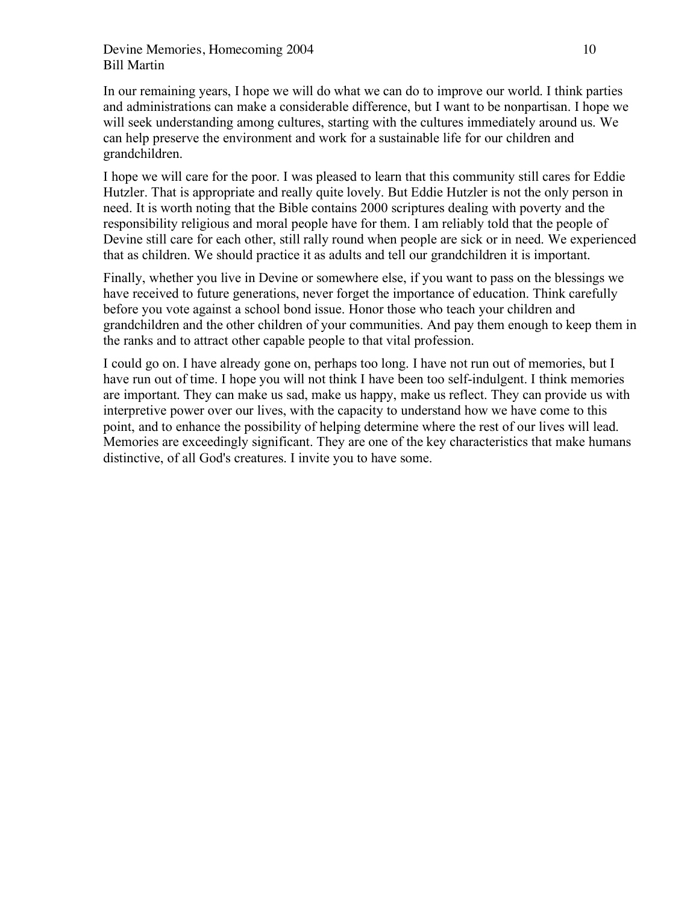In our remaining years, I hope we will do what we can do to improve our world. I think parties and administrations can make a considerable difference, but I want to be nonpartisan. I hope we will seek understanding among cultures, starting with the cultures immediately around us. We can help preserve the environment and work for a sustainable life for our children and grandchildren.

I hope we will care for the poor. I was pleased to learn that this community still cares for Eddie Hutzler. That is appropriate and really quite lovely. But Eddie Hutzler is not the only person in need. It is worth noting that the Bible contains 2000 scriptures dealing with poverty and the responsibility religious and moral people have for them. I am reliably told that the people of Devine still care for each other, still rally round when people are sick or in need. We experienced that as children. We should practice it as adults and tell our grandchildren it is important.

Finally, whether you live in Devine or somewhere else, if you want to pass on the blessings we have received to future generations, never forget the importance of education. Think carefully before you vote against a school bond issue. Honor those who teach your children and grandchildren and the other children of your communities. And pay them enough to keep them in the ranks and to attract other capable people to that vital profession.

I could go on. I have already gone on, perhaps too long. I have not run out of memories, but I have run out of time. I hope you will not think I have been too self-indulgent. I think memories are important. They can make us sad, make us happy, make us reflect. They can provide us with interpretive power over our lives, with the capacity to understand how we have come to this point, and to enhance the possibility of helping determine where the rest of our lives will lead. Memories are exceedingly significant. They are one of the key characteristics that make humans distinctive, of all God's creatures. I invite you to have some.